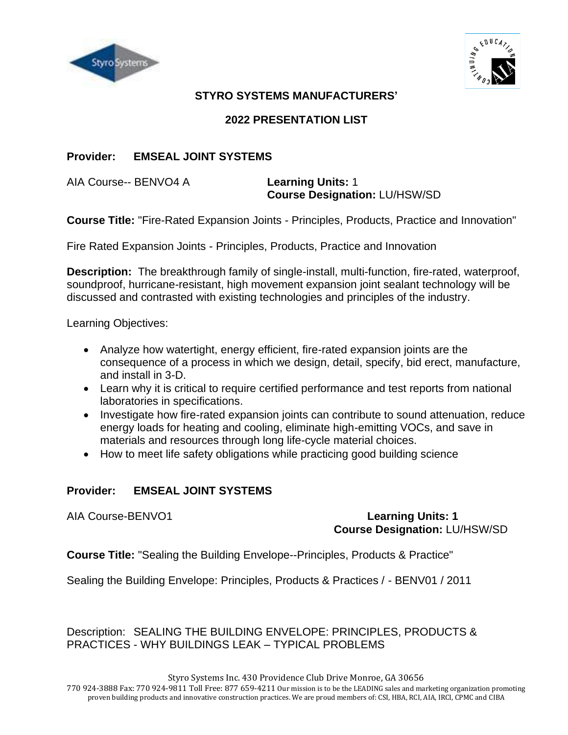# STYRO SYSTEMS MANUFACTURERS'

## 2022 PRESENTATION LIST

**Provider: EMSEAL JOINT SYSTEMS**

AIA Course-- BENVO4 A

**Learning Units:** 1
**Course Designation:** LU/HSW/SD

**Course Title:** "Fire-Rated Expansion Joints - Principles, Products, Practice and Innovation"

Fire Rated Expansion Joints - Principles, Products, Practice and Innovation

**Description:** The breakthrough family of single-install, multi-function, fire-rated, waterproof, soundproof, hurricane-resistant, high movement expansion joint sealant technology will be discussed and contrasted with existing technologies and principles of the industry.

Learning Objectives:

- Analyze how watertight, energy efficient, fire-rated expansion joints are the consequence of a process in which we design, detail, specify, bid erect, manufacture, and install in 3-D.
- Learn why it is critical to require certified performance and test reports from national laboratories in specifications.
- Investigate how fire-rated expansion joints can contribute to sound attenuation, reduce energy loads for heating and cooling, eliminate high-emitting VOCs, and save in materials and resources through long life-cycle material choices.
- How to meet life safety obligations while practicing good building science

**Provider: EMSEAL JOINT SYSTEMS**

AIA Course-BENVO1

**Learning Units: 1**
**Course Designation:** LU/HSW/SD

**Course Title:** "Sealing the Building Envelope--Principles, Products & Practice"

Sealing the Building Envelope: Principles, Products & Practices / - BENV01 / 2011

Description: SEALING THE BUILDING ENVELOPE: PRINCIPLES, PRODUCTS & PRACTICES - WHY BUILDINGS LEAK – TYPICAL PROBLEMS

Styro Systems Inc. 430 Providence Club Drive Monroe, GA 30656
770 924-3888 Fax: 770 924-9811 Toll Free: 877 659-4211 Our mission is to be the LEADING sales and marketing organization promoting proven building products and innovative construction practices. We are proud members of: CSI, HBA, RCI, AIA, IRCI, CPMC and CIBA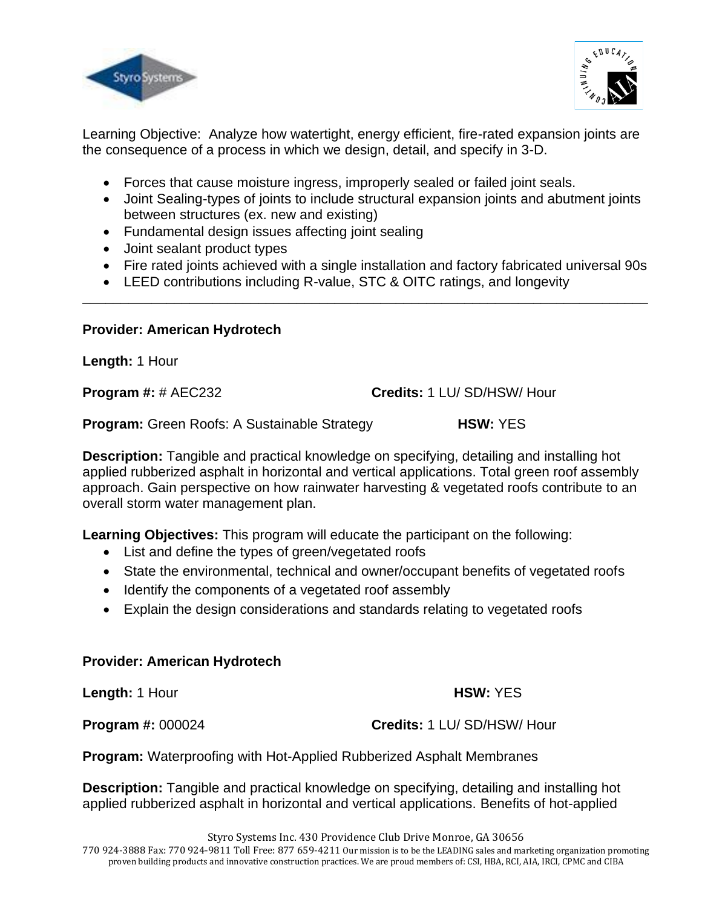Learning Objective: Analyze how watertight, energy efficient, fire-rated expansion joints are the consequence of a process in which we design, detail, and specify in 3-D.

- Forces that cause moisture ingress, improperly sealed or failed joint seals.
- Joint Sealing-types of joints to include structural expansion joints and abutment joints between structures (ex. new and existing)
- Fundamental design issues affecting joint sealing
- Joint sealant product types
- Fire rated joints achieved with a single installation and factory fabricated universal 90s
- LEED contributions including R-value, STC & OITC ratings, and longevity

---

**Provider: American Hydrotech**

**Length:** 1 Hour

**Program #:** # AEC232 **Credits:** 1 LU/ SD/HSW/ Hour

**Program:** Green Roofs: A Sustainable Strategy **HSW:** YES

**Description:** Tangible and practical knowledge on specifying, detailing and installing hot applied rubberized asphalt in horizontal and vertical applications. Total green roof assembly approach. Gain perspective on how rainwater harvesting & vegetated roofs contribute to an overall storm water management plan.

**Learning Objectives:** This program will educate the participant on the following:

- List and define the types of green/vegetated roofs
- State the environmental, technical and owner/occupant benefits of vegetated roofs
- Identify the components of a vegetated roof assembly
- Explain the design considerations and standards relating to vegetated roofs

**Provider: American Hydrotech**

**Length:** 1 Hour **HSW:** YES

**Program #:** 000024 **Credits:** 1 LU/ SD/HSW/ Hour

**Program:** Waterproofing with Hot-Applied Rubberized Asphalt Membranes

**Description:** Tangible and practical knowledge on specifying, detailing and installing hot applied rubberized asphalt in horizontal and vertical applications. Benefits of hot-applied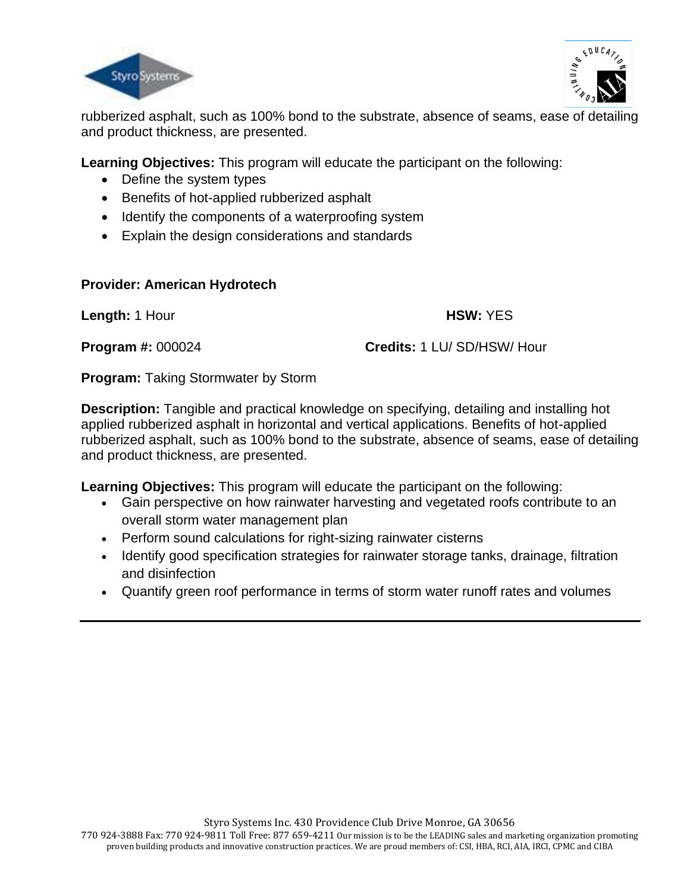rubberized asphalt, such as 100% bond to the substrate, absence of seams, ease of detailing and product thickness, are presented.

**Learning Objectives:** This program will educate the participant on the following:

- Define the system types
- Benefits of hot-applied rubberized asphalt
- Identify the components of a waterproofing system
- Explain the design considerations and standards

**Provider: American Hydrotech**

**Length:** 1 Hour **HSW:** YES

**Program #:** 000024 **Credits:** 1 LU/ SD/HSW/ Hour

**Program:** Taking Stormwater by Storm

**Description:** Tangible and practical knowledge on specifying, detailing and installing hot applied rubberized asphalt in horizontal and vertical applications. Benefits of hot-applied rubberized asphalt, such as 100% bond to the substrate, absence of seams, ease of detailing and product thickness, are presented.

**Learning Objectives:** This program will educate the participant on the following:

- Gain perspective on how rainwater harvesting and vegetated roofs contribute to an overall storm water management plan
- Perform sound calculations for right-sizing rainwater cisterns
- Identify good specification strategies for rainwater storage tanks, drainage, filtration and disinfection
- Quantify green roof performance in terms of storm water runoff rates and volumes

---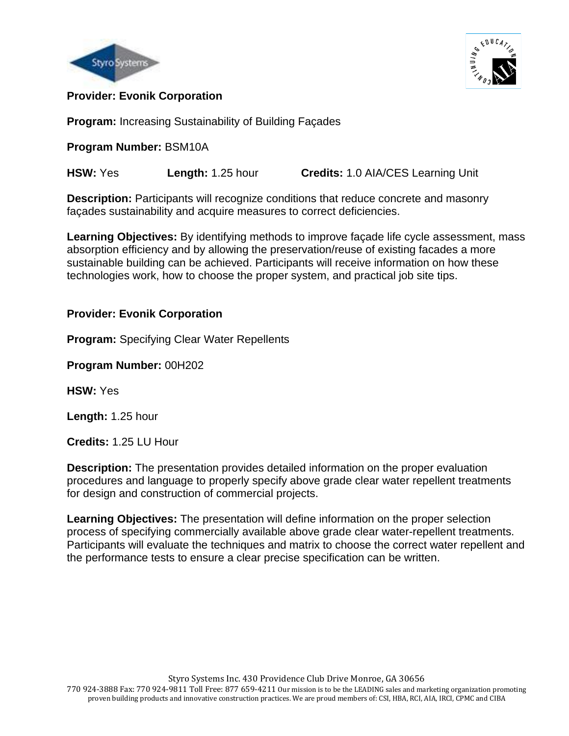**Provider: Evonik Corporation**

**Program:** Increasing Sustainability of Building Façades

**Program Number:** BSM10A

**HSW:** Yes **Length:** 1.25 hour **Credits:** 1.0 AIA/CES Learning Unit

**Description:** Participants will recognize conditions that reduce concrete and masonry façades sustainability and acquire measures to correct deficiencies.

**Learning Objectives:** By identifying methods to improve façade life cycle assessment, mass absorption efficiency and by allowing the preservation/reuse of existing facades a more sustainable building can be achieved. Participants will receive information on how these technologies work, how to choose the proper system, and practical job site tips.

**Provider: Evonik Corporation**

**Program:** Specifying Clear Water Repellents

**Program Number:** 00H202

**HSW:** Yes

**Length:** 1.25 hour

**Credits:** 1.25 LU Hour

**Description:** The presentation provides detailed information on the proper evaluation procedures and language to properly specify above grade clear water repellent treatments for design and construction of commercial projects.

**Learning Objectives:** The presentation will define information on the proper selection process of specifying commercially available above grade clear water-repellent treatments. Participants will evaluate the techniques and matrix to choose the correct water repellent and the performance tests to ensure a clear precise specification can be written.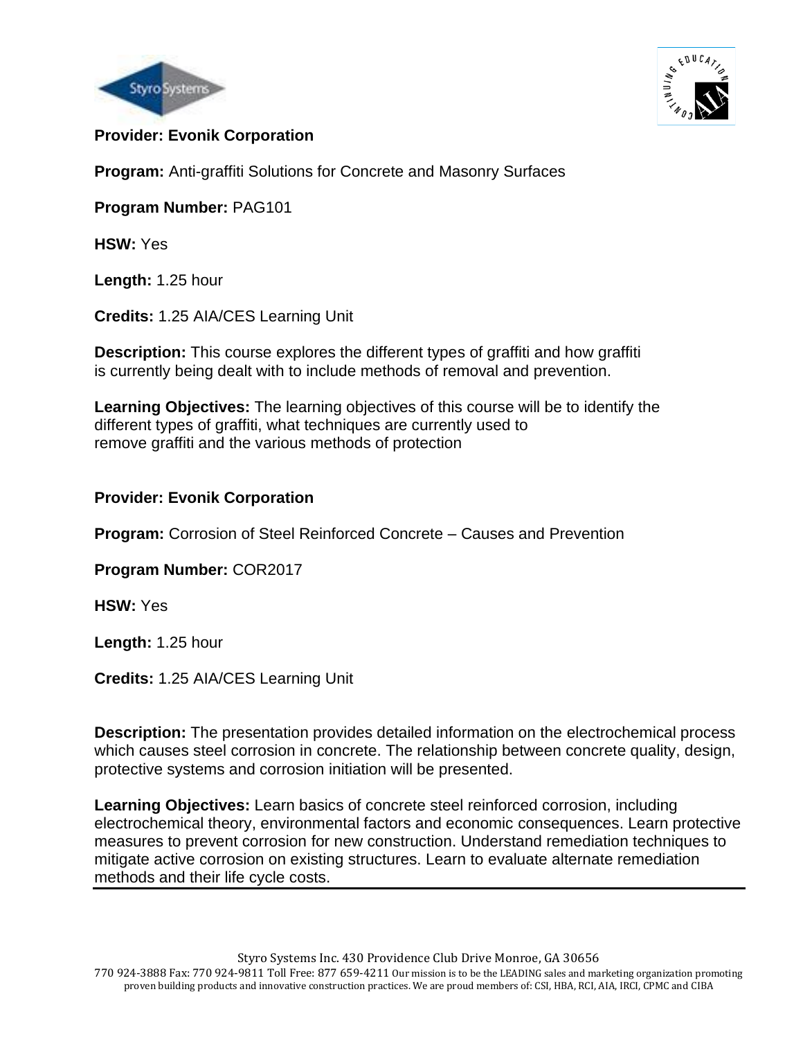**Provider: Evonik Corporation**

**Program:** Anti-graffiti Solutions for Concrete and Masonry Surfaces

**Program Number:** PAG101

**HSW:** Yes

**Length:** 1.25 hour

**Credits:** 1.25 AIA/CES Learning Unit

**Description:** This course explores the different types of graffiti and how graffiti is currently being dealt with to include methods of removal and prevention.

**Learning Objectives:** The learning objectives of this course will be to identify the different types of graffiti, what techniques are currently used to remove graffiti and the various methods of protection

**Provider: Evonik Corporation**

**Program:** Corrosion of Steel Reinforced Concrete – Causes and Prevention

**Program Number:** COR2017

**HSW:** Yes

**Length:** 1.25 hour

**Credits:** 1.25 AIA/CES Learning Unit

**Description:** The presentation provides detailed information on the electrochemical process which causes steel corrosion in concrete. The relationship between concrete quality, design, protective systems and corrosion initiation will be presented.

**Learning Objectives:** Learn basics of concrete steel reinforced corrosion, including electrochemical theory, environmental factors and economic consequences. Learn protective measures to prevent corrosion for new construction. Understand remediation techniques to mitigate active corrosion on existing structures. Learn to evaluate alternate remediation methods and their life cycle costs.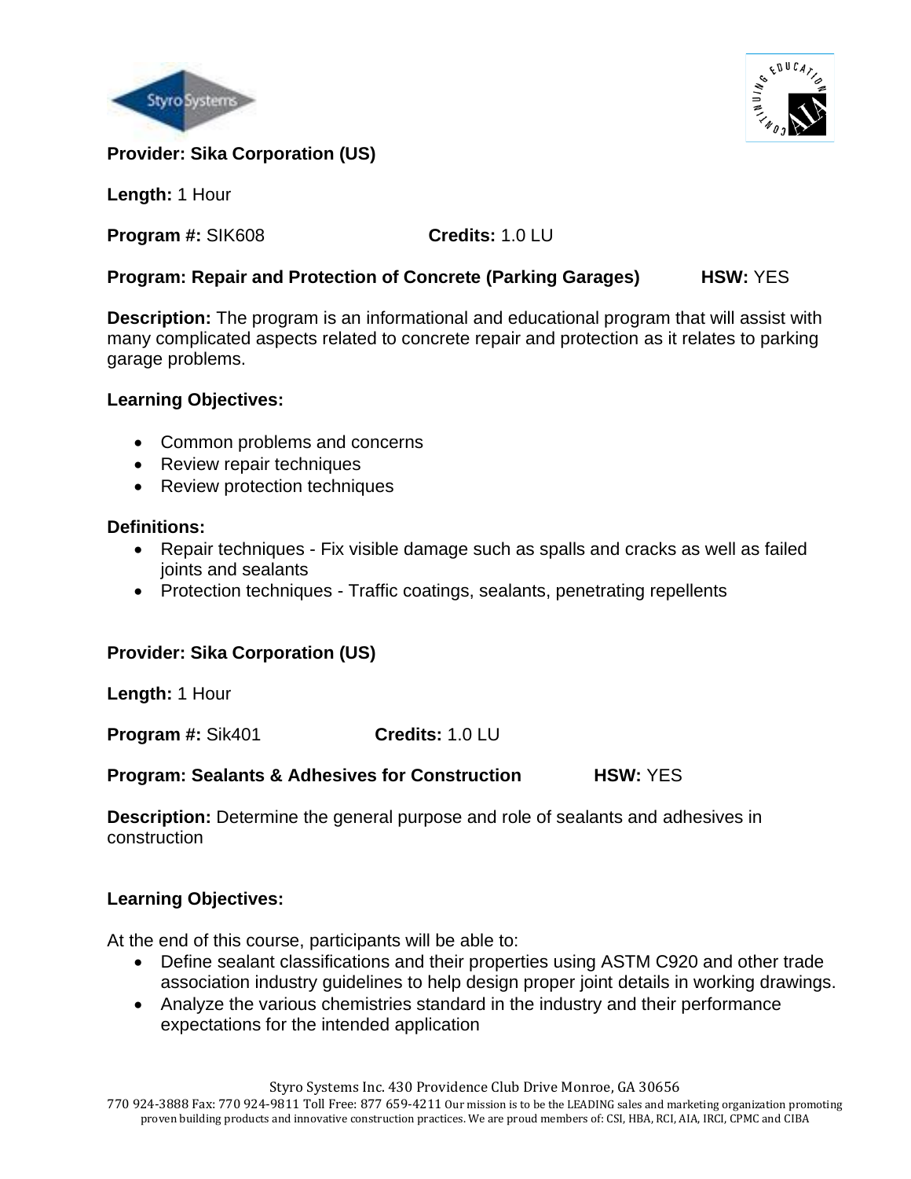**Provider: Sika Corporation (US)**

**Length:** 1 Hour

**Program #:** SIK608 **Credits:** 1.0 LU

**Program: Repair and Protection of Concrete (Parking Garages)** **HSW:** YES

**Description:** The program is an informational and educational program that will assist with many complicated aspects related to concrete repair and protection as it relates to parking garage problems.

**Learning Objectives:**

- Common problems and concerns
- Review repair techniques
- Review protection techniques

**Definitions:**

- Repair techniques - Fix visible damage such as spalls and cracks as well as failed joints and sealants
- Protection techniques - Traffic coatings, sealants, penetrating repellents

**Provider: Sika Corporation (US)**

**Length:** 1 Hour

**Program #:** Sik401 **Credits:** 1.0 LU

**Program: Sealants & Adhesives for Construction** **HSW:** YES

**Description:** Determine the general purpose and role of sealants and adhesives in construction

**Learning Objectives:**

At the end of this course, participants will be able to:

- Define sealant classifications and their properties using ASTM C920 and other trade association industry guidelines to help design proper joint details in working drawings.
- Analyze the various chemistries standard in the industry and their performance expectations for the intended application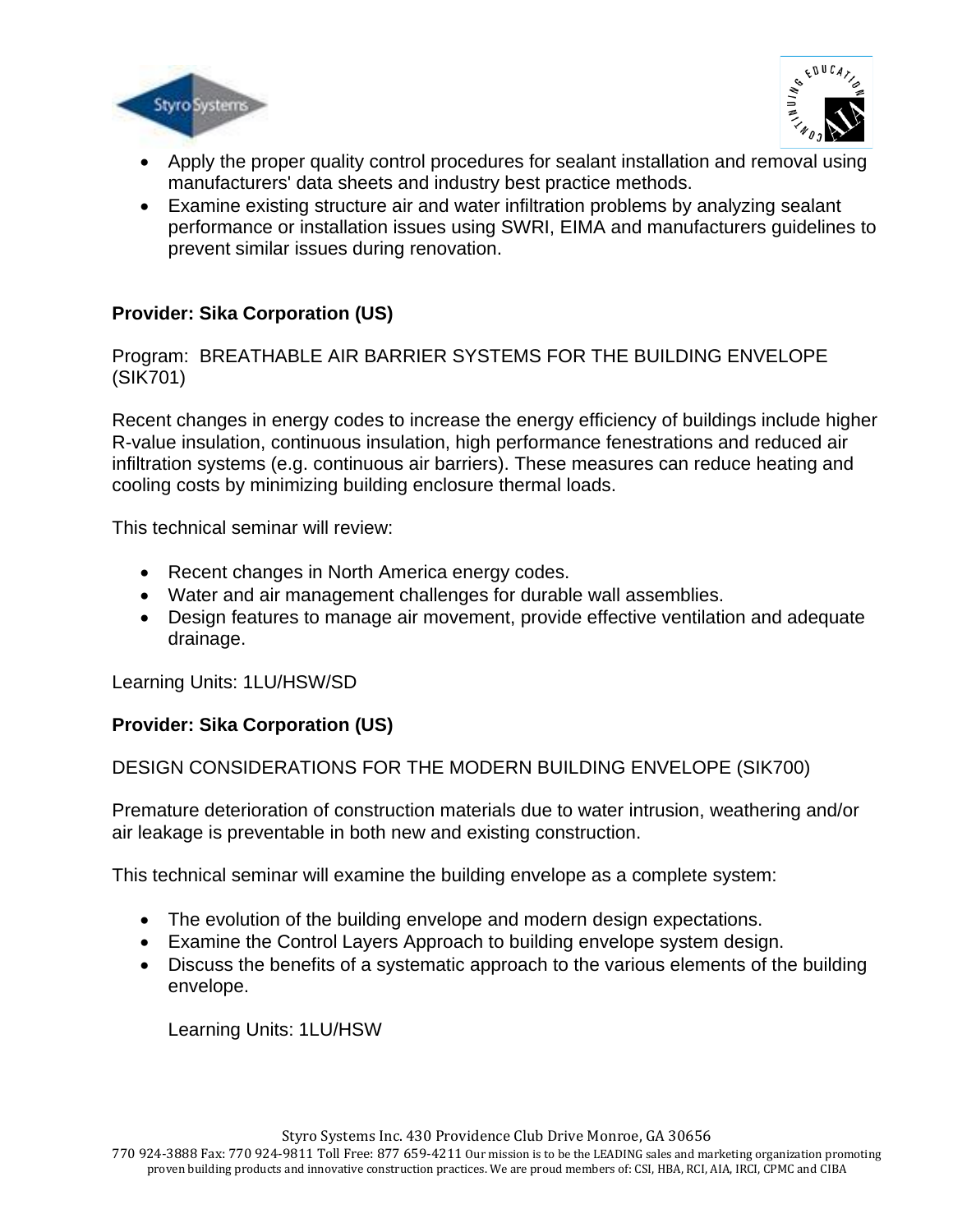- Apply the proper quality control procedures for sealant installation and removal using manufacturers' data sheets and industry best practice methods.
- Examine existing structure air and water infiltration problems by analyzing sealant performance or installation issues using SWRI, EIMA and manufacturers guidelines to prevent similar issues during renovation.

**Provider: Sika Corporation (US)**

Program: BREATHABLE AIR BARRIER SYSTEMS FOR THE BUILDING ENVELOPE (SIK701)

Recent changes in energy codes to increase the energy efficiency of buildings include higher R-value insulation, continuous insulation, high performance fenestrations and reduced air infiltration systems (e.g. continuous air barriers). These measures can reduce heating and cooling costs by minimizing building enclosure thermal loads.

This technical seminar will review:

- Recent changes in North America energy codes.
- Water and air management challenges for durable wall assemblies.
- Design features to manage air movement, provide effective ventilation and adequate drainage.

Learning Units: 1LU/HSW/SD

**Provider: Sika Corporation (US)**

DESIGN CONSIDERATIONS FOR THE MODERN BUILDING ENVELOPE (SIK700)

Premature deterioration of construction materials due to water intrusion, weathering and/or air leakage is preventable in both new and existing construction.

This technical seminar will examine the building envelope as a complete system:

- The evolution of the building envelope and modern design expectations.
- Examine the Control Layers Approach to building envelope system design.
- Discuss the benefits of a systematic approach to the various elements of the building envelope.

  Learning Units: 1LU/HSW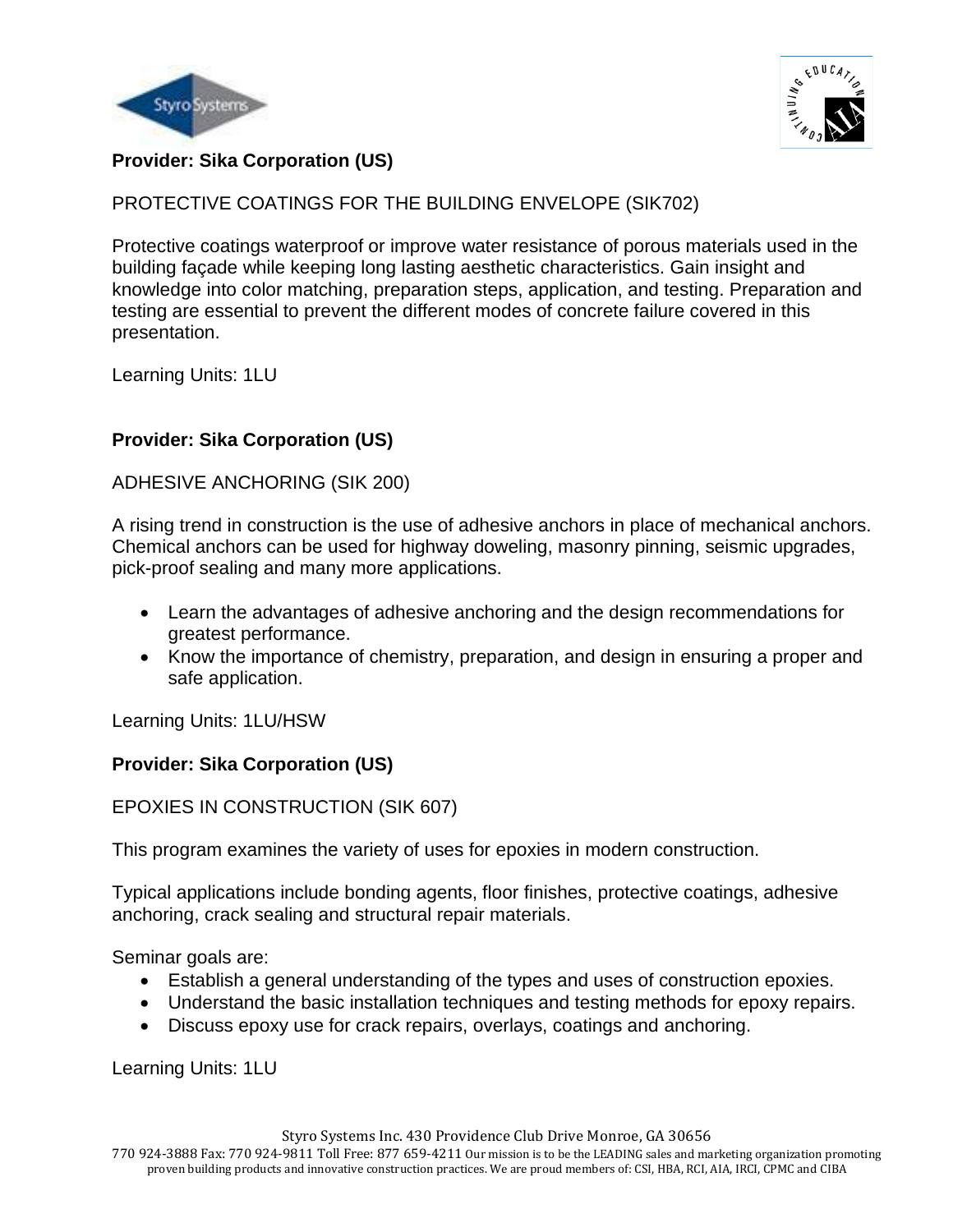**Provider: Sika Corporation (US)**

PROTECTIVE COATINGS FOR THE BUILDING ENVELOPE (SIK702)

Protective coatings waterproof or improve water resistance of porous materials used in the building façade while keeping long lasting aesthetic characteristics. Gain insight and knowledge into color matching, preparation steps, application, and testing. Preparation and testing are essential to prevent the different modes of concrete failure covered in this presentation.

Learning Units: 1LU

**Provider: Sika Corporation (US)**

ADHESIVE ANCHORING (SIK 200)

A rising trend in construction is the use of adhesive anchors in place of mechanical anchors. Chemical anchors can be used for highway doweling, masonry pinning, seismic upgrades, pick-proof sealing and many more applications.

- Learn the advantages of adhesive anchoring and the design recommendations for greatest performance.
- Know the importance of chemistry, preparation, and design in ensuring a proper and safe application.

Learning Units: 1LU/HSW

**Provider: Sika Corporation (US)**

EPOXIES IN CONSTRUCTION (SIK 607)

This program examines the variety of uses for epoxies in modern construction.

Typical applications include bonding agents, floor finishes, protective coatings, adhesive anchoring, crack sealing and structural repair materials.

Seminar goals are:

- Establish a general understanding of the types and uses of construction epoxies.
- Understand the basic installation techniques and testing methods for epoxy repairs.
- Discuss epoxy use for crack repairs, overlays, coatings and anchoring.

Learning Units: 1LU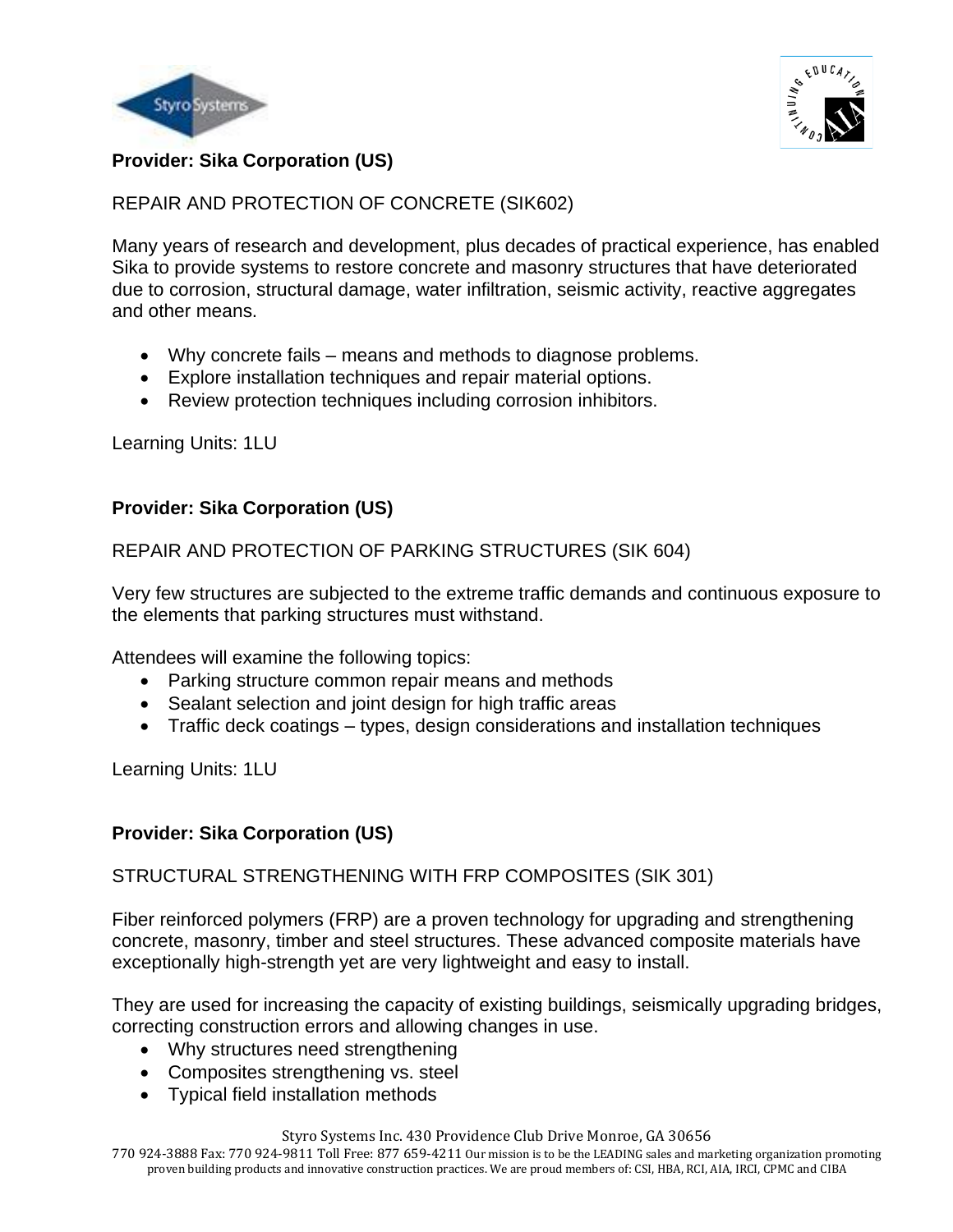**Provider: Sika Corporation (US)**

REPAIR AND PROTECTION OF CONCRETE (SIK602)

Many years of research and development, plus decades of practical experience, has enabled Sika to provide systems to restore concrete and masonry structures that have deteriorated due to corrosion, structural damage, water infiltration, seismic activity, reactive aggregates and other means.

- Why concrete fails – means and methods to diagnose problems.
- Explore installation techniques and repair material options.
- Review protection techniques including corrosion inhibitors.

Learning Units: 1LU

**Provider: Sika Corporation (US)**

REPAIR AND PROTECTION OF PARKING STRUCTURES (SIK 604)

Very few structures are subjected to the extreme traffic demands and continuous exposure to the elements that parking structures must withstand.

Attendees will examine the following topics:

- Parking structure common repair means and methods
- Sealant selection and joint design for high traffic areas
- Traffic deck coatings – types, design considerations and installation techniques

Learning Units: 1LU

**Provider: Sika Corporation (US)**

STRUCTURAL STRENGTHENING WITH FRP COMPOSITES (SIK 301)

Fiber reinforced polymers (FRP) are a proven technology for upgrading and strengthening concrete, masonry, timber and steel structures. These advanced composite materials have exceptionally high-strength yet are very lightweight and easy to install.

They are used for increasing the capacity of existing buildings, seismically upgrading bridges, correcting construction errors and allowing changes in use.

- Why structures need strengthening
- Composites strengthening vs. steel
- Typical field installation methods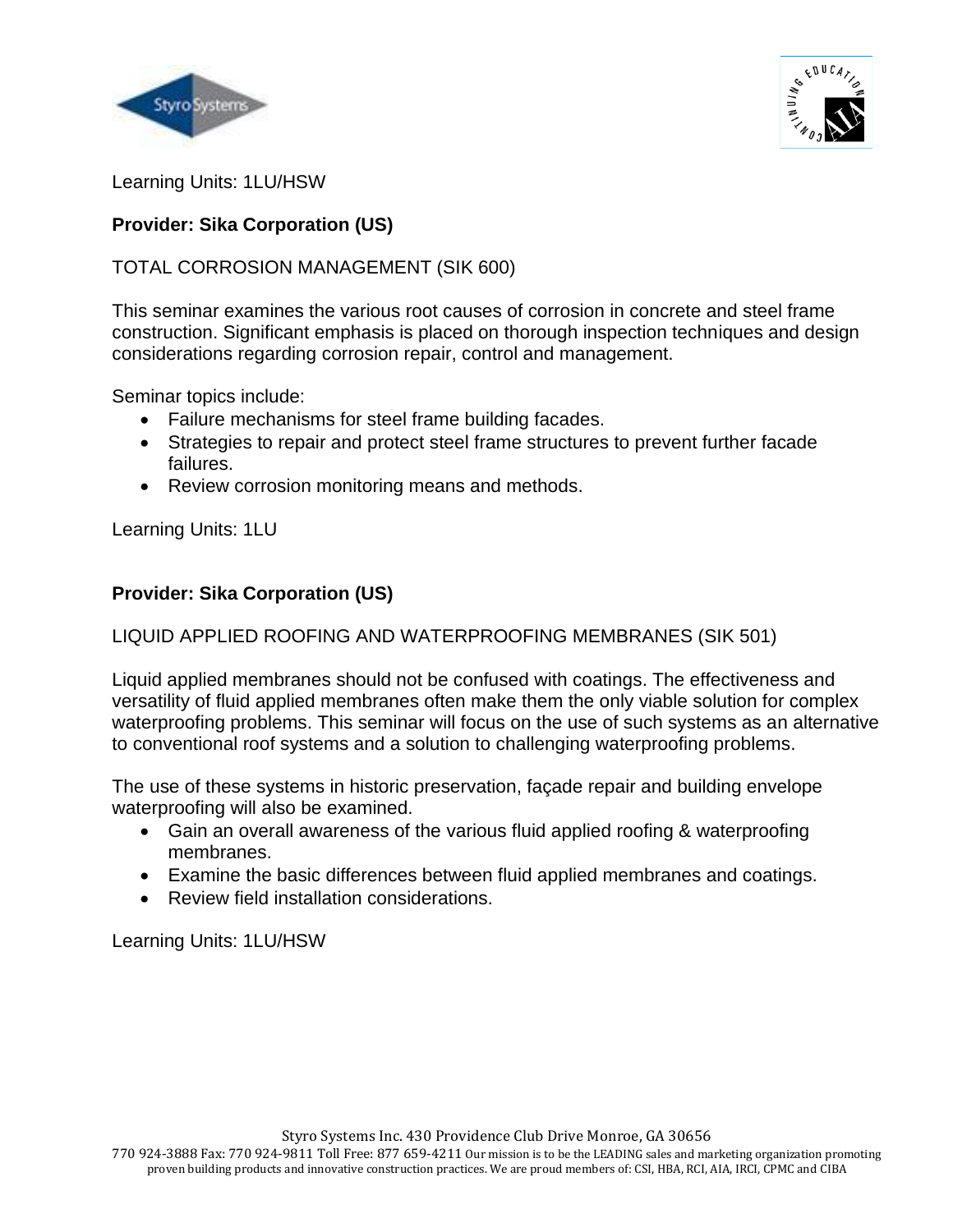Learning Units: 1LU/HSW

**Provider: Sika Corporation (US)**

TOTAL CORROSION MANAGEMENT (SIK 600)

This seminar examines the various root causes of corrosion in concrete and steel frame construction. Significant emphasis is placed on thorough inspection techniques and design considerations regarding corrosion repair, control and management.

Seminar topics include:

- Failure mechanisms for steel frame building facades.
- Strategies to repair and protect steel frame structures to prevent further facade failures.
- Review corrosion monitoring means and methods.

Learning Units: 1LU

**Provider: Sika Corporation (US)**

LIQUID APPLIED ROOFING AND WATERPROOFING MEMBRANES (SIK 501)

Liquid applied membranes should not be confused with coatings. The effectiveness and versatility of fluid applied membranes often make them the only viable solution for complex waterproofing problems. This seminar will focus on the use of such systems as an alternative to conventional roof systems and a solution to challenging waterproofing problems.

The use of these systems in historic preservation, façade repair and building envelope waterproofing will also be examined.

- Gain an overall awareness of the various fluid applied roofing & waterproofing membranes.
- Examine the basic differences between fluid applied membranes and coatings.
- Review field installation considerations.

Learning Units: 1LU/HSW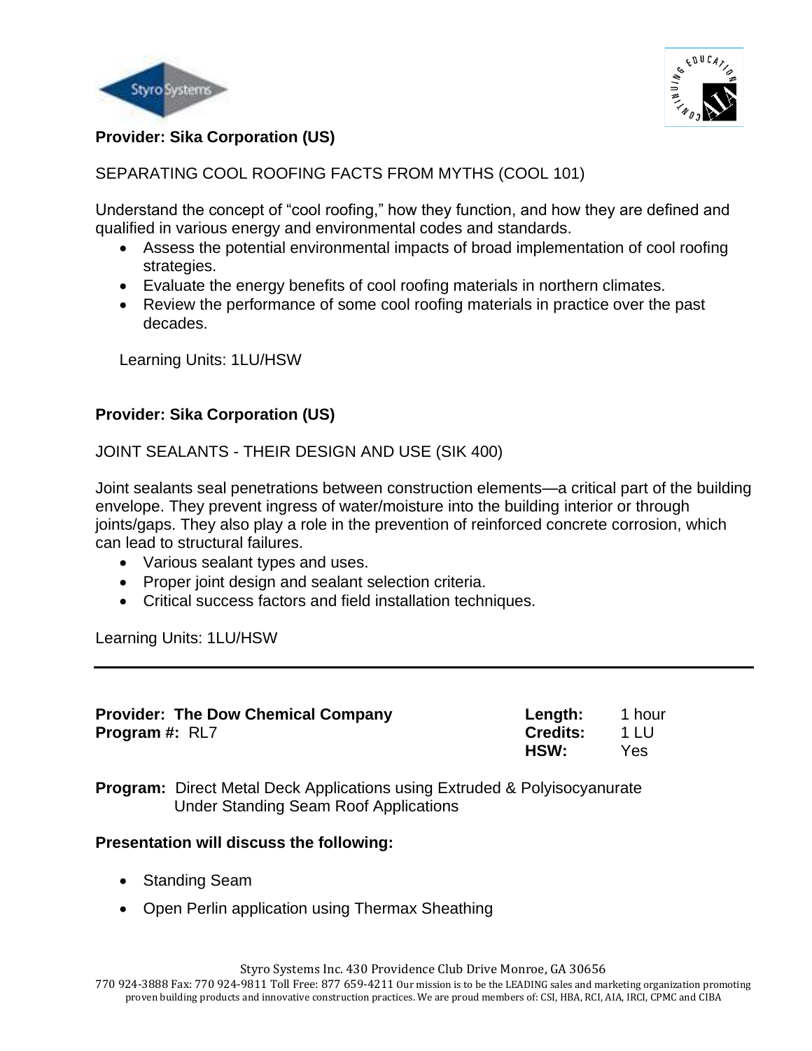**Provider: Sika Corporation (US)**

SEPARATING COOL ROOFING FACTS FROM MYTHS (COOL 101)

Understand the concept of "cool roofing," how they function, and how they are defined and qualified in various energy and environmental codes and standards.

- Assess the potential environmental impacts of broad implementation of cool roofing strategies.
- Evaluate the energy benefits of cool roofing materials in northern climates.
- Review the performance of some cool roofing materials in practice over the past decades.

Learning Units: 1LU/HSW

**Provider: Sika Corporation (US)**

JOINT SEALANTS - THEIR DESIGN AND USE (SIK 400)

Joint sealants seal penetrations between construction elements—a critical part of the building envelope. They prevent ingress of water/moisture into the building interior or through joints/gaps. They also play a role in the prevention of reinforced concrete corrosion, which can lead to structural failures.

- Various sealant types and uses.
- Proper joint design and sealant selection criteria.
- Critical success factors and field installation techniques.

Learning Units: 1LU/HSW

---

**Provider:** **The Dow Chemical Company**
**Program #:** RL7

**Length:** 1 hour
**Credits:** 1 LU
**HSW:** Yes

**Program:** Direct Metal Deck Applications using Extruded & Polyisocyanurate Under Standing Seam Roof Applications

**Presentation will discuss the following:**

- Standing Seam
- Open Perlin application using Thermax Sheathing

Styro Systems Inc. 430 Providence Club Drive Monroe, GA 30656
770 924-3888 Fax: 770 924-9811 Toll Free: 877 659-4211 Our mission is to be the LEADING sales and marketing organization promoting proven building products and innovative construction practices. We are proud members of: CSI, HBA, RCI, AIA, IRCI, CPMC and CIBA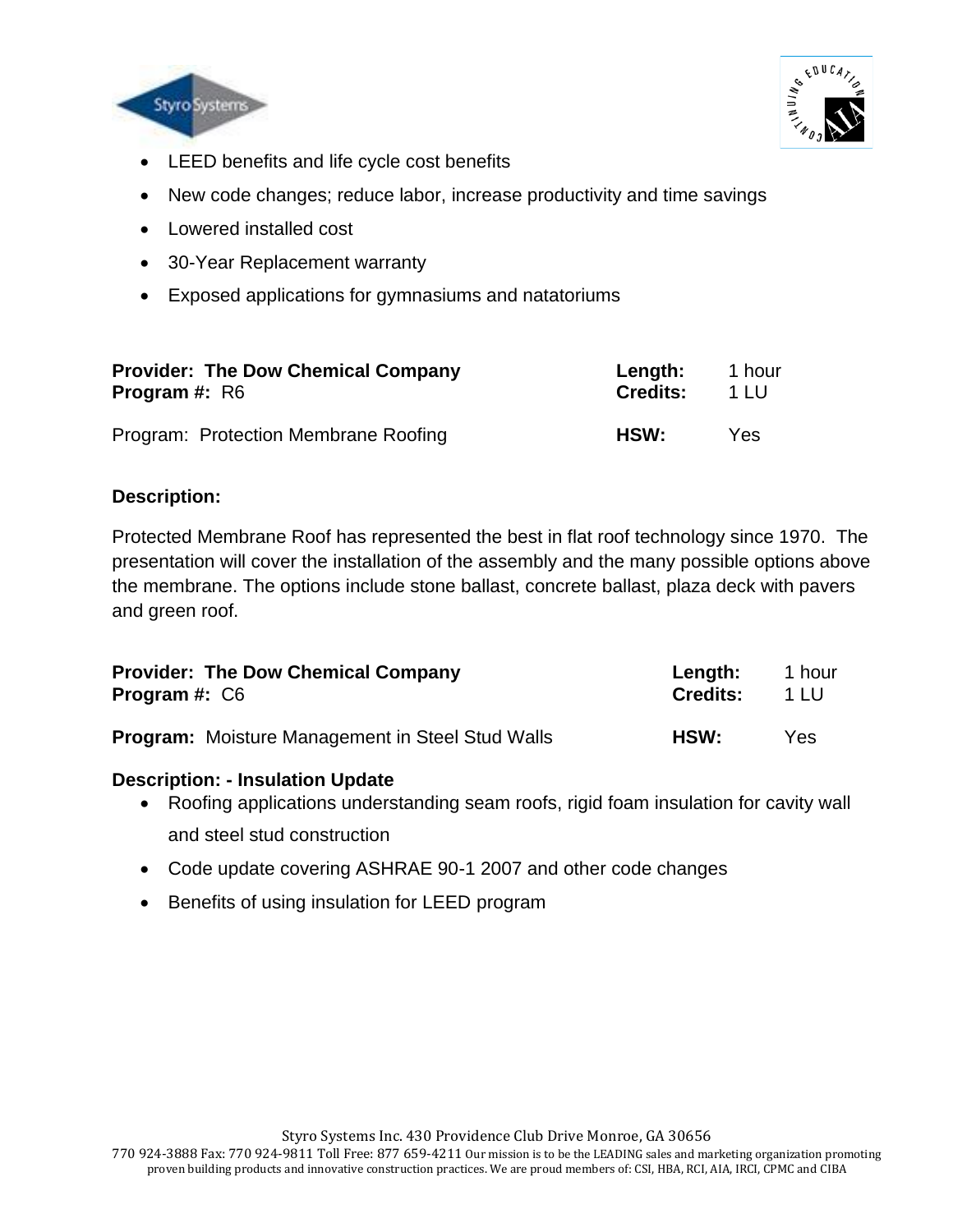- LEED benefits and life cycle cost benefits
- New code changes; reduce labor, increase productivity and time savings
- Lowered installed cost
- 30-Year Replacement warranty
- Exposed applications for gymnasiums and natatoriums

**Provider: The Dow Chemical Company** **Length:** 1 hour
**Program #:** R6 **Credits:** 1 LU

Program: Protection Membrane Roofing **HSW:** Yes

**Description:**

Protected Membrane Roof has represented the best in flat roof technology since 1970. The presentation will cover the installation of the assembly and the many possible options above the membrane. The options include stone ballast, concrete ballast, plaza deck with pavers and green roof.

**Provider: The Dow Chemical Company** **Length:** 1 hour
**Program #:** C6 **Credits:** 1 LU

**Program:** Moisture Management in Steel Stud Walls **HSW:** Yes

**Description: - Insulation Update**

- Roofing applications understanding seam roofs, rigid foam insulation for cavity wall and steel stud construction
- Code update covering ASHRAE 90-1 2007 and other code changes
- Benefits of using insulation for LEED program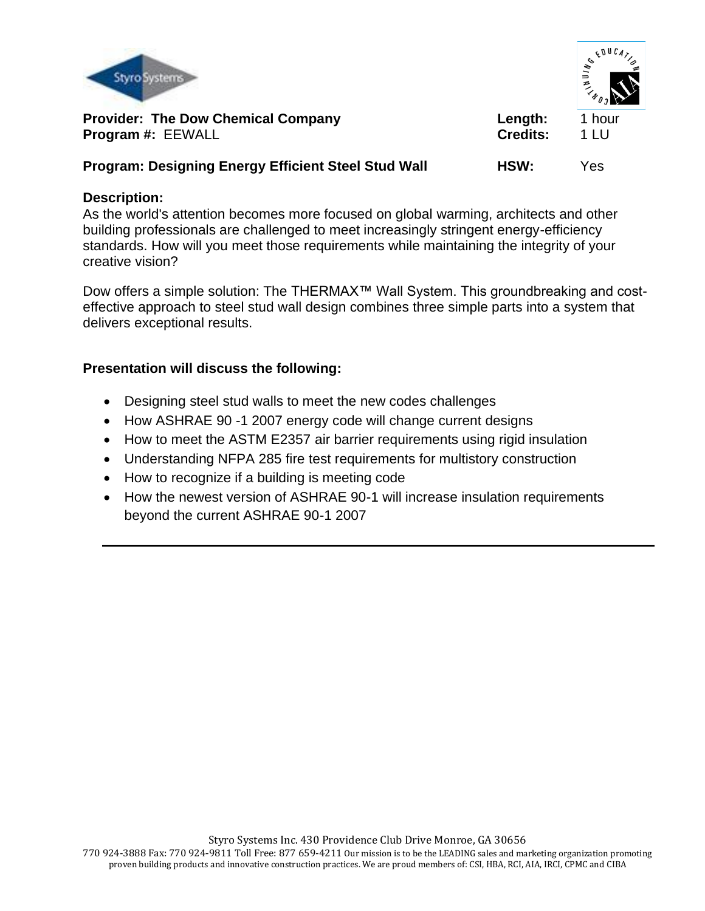**Provider: The Dow Chemical Company**
**Program #:** EEWALL

**Length:** 1 hour
**Credits:** 1 LU

**Program: Designing Energy Efficient Steel Stud Wall**

**HSW:** Yes

**Description:**

As the world's attention becomes more focused on global warming, architects and other building professionals are challenged to meet increasingly stringent energy-efficiency standards. How will you meet those requirements while maintaining the integrity of your creative vision?

Dow offers a simple solution: The THERMAX™ Wall System. This groundbreaking and cost-effective approach to steel stud wall design combines three simple parts into a system that delivers exceptional results.

**Presentation will discuss the following:**

- Designing steel stud walls to meet the new codes challenges
- How ASHRAE 90 -1 2007 energy code will change current designs
- How to meet the ASTM E2357 air barrier requirements using rigid insulation
- Understanding NFPA 285 fire test requirements for multistory construction
- How to recognize if a building is meeting code
- How the newest version of ASHRAE 90-1 will increase insulation requirements beyond the current ASHRAE 90-1 2007

---

Styro Systems Inc. 430 Providence Club Drive Monroe, GA 30656
770 924-3888 Fax: 770 924-9811 Toll Free: 877 659-4211 Our mission is to be the LEADING sales and marketing organization promoting proven building products and innovative construction practices. We are proud members of: CSI, HBA, RCI, AIA, IRCI, CPMC and CIBA